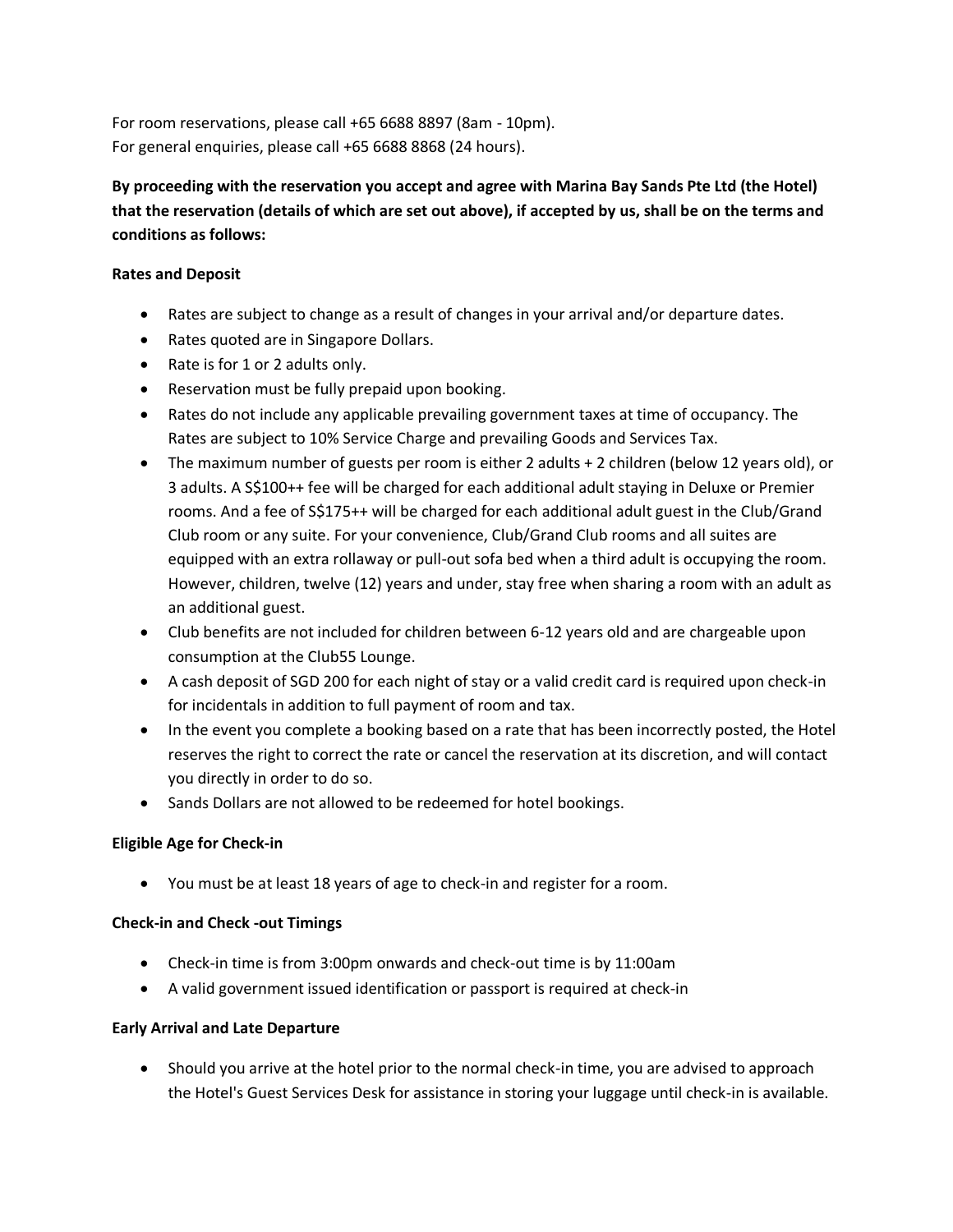For room reservations, please call +65 6688 8897 (8am - 10pm).
For general enquiries, please call +65 6688 8868 (24 hours).

**By proceeding with the reservation you accept and agree with Marina Bay Sands Pte Ltd (the Hotel) that the reservation (details of which are set out above), if accepted by us, shall be on the terms and conditions as follows:**

**Rates and Deposit**

- Rates are subject to change as a result of changes in your arrival and/or departure dates.
- Rates quoted are in Singapore Dollars.
- Rate is for 1 or 2 adults only.
- Reservation must be fully prepaid upon booking.
- Rates do not include any applicable prevailing government taxes at time of occupancy. The Rates are subject to 10% Service Charge and prevailing Goods and Services Tax.
- The maximum number of guests per room is either 2 adults + 2 children (below 12 years old), or 3 adults. A S$100++ fee will be charged for each additional adult staying in Deluxe or Premier rooms. And a fee of S$175++ will be charged for each additional adult guest in the Club/Grand Club room or any suite. For your convenience, Club/Grand Club rooms and all suites are equipped with an extra rollaway or pull-out sofa bed when a third adult is occupying the room. However, children, twelve (12) years and under, stay free when sharing a room with an adult as an additional guest.
- Club benefits are not included for children between 6-12 years old and are chargeable upon consumption at the Club55 Lounge.
- A cash deposit of SGD 200 for each night of stay or a valid credit card is required upon check-in for incidentals in addition to full payment of room and tax.
- In the event you complete a booking based on a rate that has been incorrectly posted, the Hotel reserves the right to correct the rate or cancel the reservation at its discretion, and will contact you directly in order to do so.
- Sands Dollars are not allowed to be redeemed for hotel bookings.

**Eligible Age for Check-in**

- You must be at least 18 years of age to check-in and register for a room.

**Check-in and Check -out Timings**

- Check-in time is from 3:00pm onwards and check-out time is by 11:00am
- A valid government issued identification or passport is required at check-in

**Early Arrival and Late Departure**

- Should you arrive at the hotel prior to the normal check-in time, you are advised to approach the Hotel's Guest Services Desk for assistance in storing your luggage until check-in is available.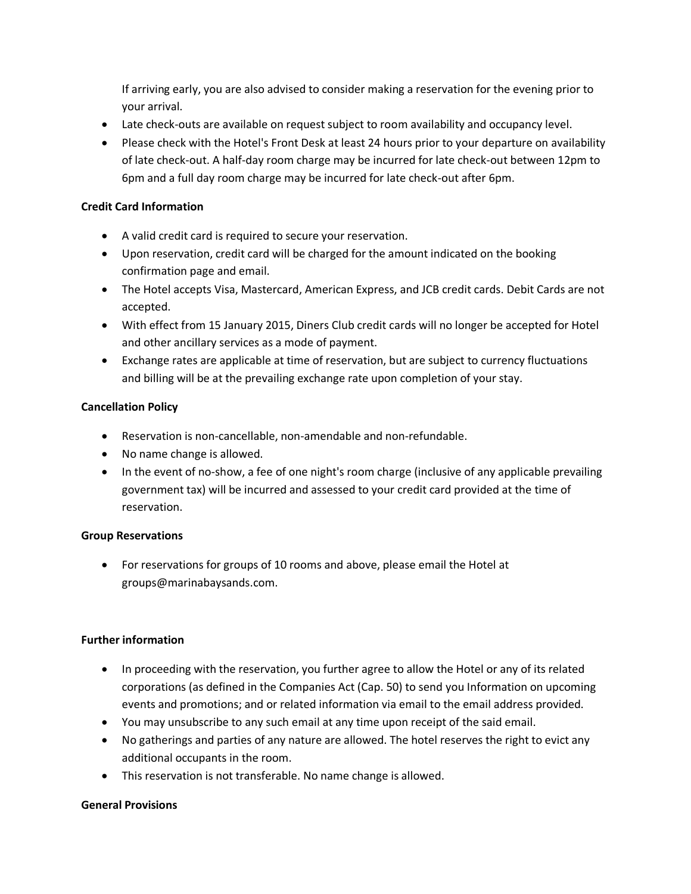If arriving early, you are also advised to consider making a reservation for the evening prior to your arrival.

- Late check-outs are available on request subject to room availability and occupancy level.
- Please check with the Hotel's Front Desk at least 24 hours prior to your departure on availability of late check-out. A half-day room charge may be incurred for late check-out between 12pm to 6pm and a full day room charge may be incurred for late check-out after 6pm.

**Credit Card Information**

- A valid credit card is required to secure your reservation.
- Upon reservation, credit card will be charged for the amount indicated on the booking confirmation page and email.
- The Hotel accepts Visa, Mastercard, American Express, and JCB credit cards. Debit Cards are not accepted.
- With effect from 15 January 2015, Diners Club credit cards will no longer be accepted for Hotel and other ancillary services as a mode of payment.
- Exchange rates are applicable at time of reservation, but are subject to currency fluctuations and billing will be at the prevailing exchange rate upon completion of your stay.

**Cancellation Policy**

- Reservation is non-cancellable, non-amendable and non-refundable.
- No name change is allowed.
- In the event of no-show, a fee of one night's room charge (inclusive of any applicable prevailing government tax) will be incurred and assessed to your credit card provided at the time of reservation.

**Group Reservations**

- For reservations for groups of 10 rooms and above, please email the Hotel at groups@marinabaysands.com.

**Further information**

- In proceeding with the reservation, you further agree to allow the Hotel or any of its related corporations (as defined in the Companies Act (Cap. 50) to send you Information on upcoming events and promotions; and or related information via email to the email address provided.
- You may unsubscribe to any such email at any time upon receipt of the said email.
- No gatherings and parties of any nature are allowed. The hotel reserves the right to evict any additional occupants in the room.
- This reservation is not transferable. No name change is allowed.

**General Provisions**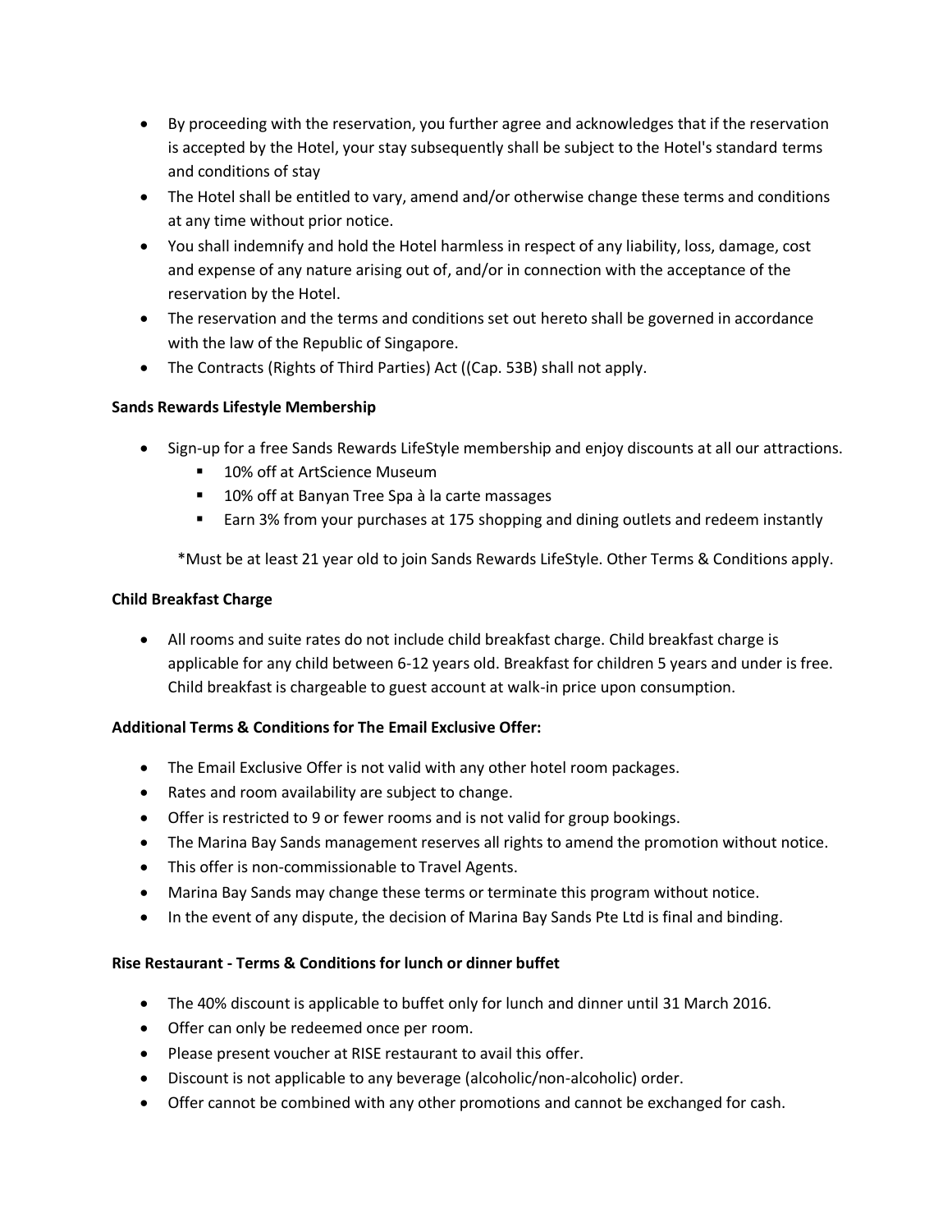- By proceeding with the reservation, you further agree and acknowledges that if the reservation is accepted by the Hotel, your stay subsequently shall be subject to the Hotel's standard terms and conditions of stay
- The Hotel shall be entitled to vary, amend and/or otherwise change these terms and conditions at any time without prior notice.
- You shall indemnify and hold the Hotel harmless in respect of any liability, loss, damage, cost and expense of any nature arising out of, and/or in connection with the acceptance of the reservation by the Hotel.
- The reservation and the terms and conditions set out hereto shall be governed in accordance with the law of the Republic of Singapore.
- The Contracts (Rights of Third Parties) Act ((Cap. 53B) shall not apply.

**Sands Rewards Lifestyle Membership**

- Sign-up for a free Sands Rewards LifeStyle membership and enjoy discounts at all our attractions.
  - 10% off at ArtScience Museum
  - 10% off at Banyan Tree Spa à la carte massages
  - Earn 3% from your purchases at 175 shopping and dining outlets and redeem instantly

*Must be at least 21 year old to join Sands Rewards LifeStyle. Other Terms & Conditions apply.

**Child Breakfast Charge**

- All rooms and suite rates do not include child breakfast charge. Child breakfast charge is applicable for any child between 6-12 years old. Breakfast for children 5 years and under is free. Child breakfast is chargeable to guest account at walk-in price upon consumption.

**Additional Terms & Conditions for The Email Exclusive Offer:**

- The Email Exclusive Offer is not valid with any other hotel room packages.
- Rates and room availability are subject to change.
- Offer is restricted to 9 or fewer rooms and is not valid for group bookings.
- The Marina Bay Sands management reserves all rights to amend the promotion without notice.
- This offer is non-commissionable to Travel Agents.
- Marina Bay Sands may change these terms or terminate this program without notice.
- In the event of any dispute, the decision of Marina Bay Sands Pte Ltd is final and binding.

**Rise Restaurant - Terms & Conditions for lunch or dinner buffet**

- The 40% discount is applicable to buffet only for lunch and dinner until 31 March 2016.
- Offer can only be redeemed once per room.
- Please present voucher at RISE restaurant to avail this offer.
- Discount is not applicable to any beverage (alcoholic/non-alcoholic) order.
- Offer cannot be combined with any other promotions and cannot be exchanged for cash.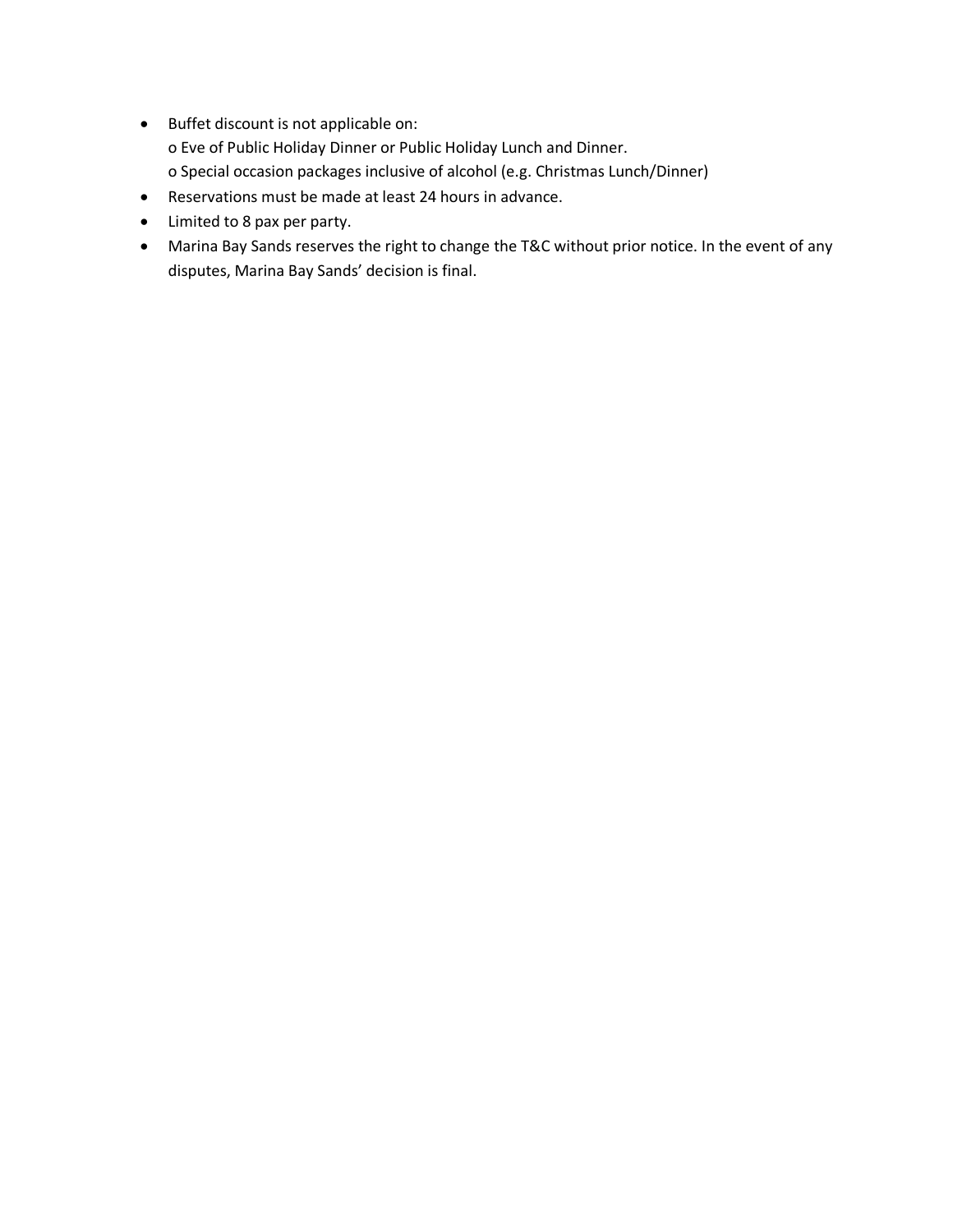- Buffet discount is not applicable on:
    - Eve of Public Holiday Dinner or Public Holiday Lunch and Dinner.
    - Special occasion packages inclusive of alcohol (e.g. Christmas Lunch/Dinner)
- Reservations must be made at least 24 hours in advance.
- Limited to 8 pax per party.
- Marina Bay Sands reserves the right to change the T&C without prior notice. In the event of any disputes, Marina Bay Sands' decision is final.